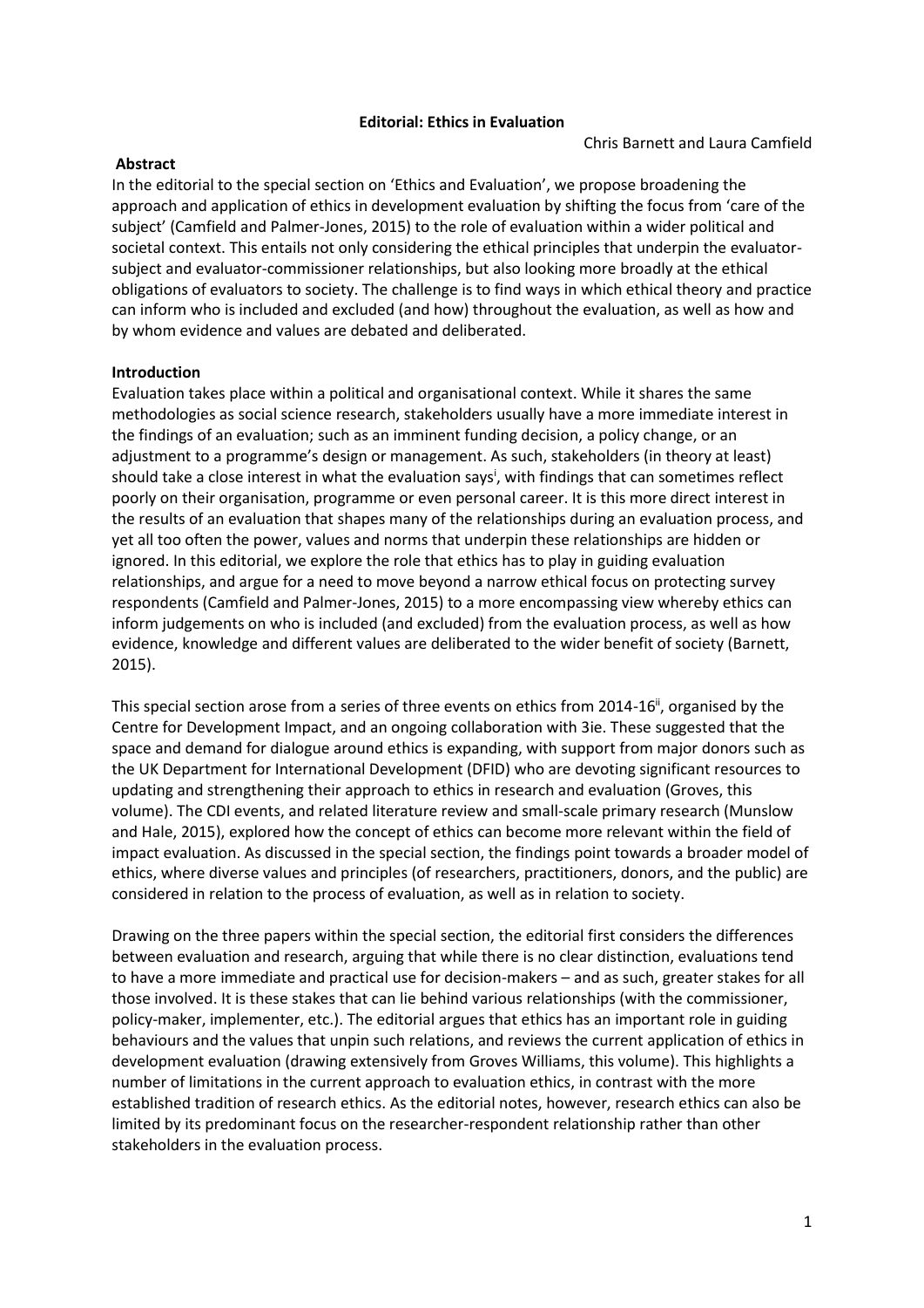**Editorial: Ethics in Evaluation**

Chris Barnett and Laura Camfield

**Abstract**

In the editorial to the special section on 'Ethics and Evaluation', we propose broadening the approach and application of ethics in development evaluation by shifting the focus from 'care of the subject' (Camfield and Palmer-Jones, 2015) to the role of evaluation within a wider political and societal context. This entails not only considering the ethical principles that underpin the evaluator-subject and evaluator-commissioner relationships, but also looking more broadly at the ethical obligations of evaluators to society. The challenge is to find ways in which ethical theory and practice can inform who is included and excluded (and how) throughout the evaluation, as well as how and by whom evidence and values are debated and deliberated.

**Introduction**

Evaluation takes place within a political and organisational context. While it shares the same methodologies as social science research, stakeholders usually have a more immediate interest in the findings of an evaluation; such as an imminent funding decision, a policy change, or an adjustment to a programme's design or management. As such, stakeholders (in theory at least) should take a close interest in what the evaluation says[i], with findings that can sometimes reflect poorly on their organisation, programme or even personal career. It is this more direct interest in the results of an evaluation that shapes many of the relationships during an evaluation process, and yet all too often the power, values and norms that underpin these relationships are hidden or ignored. In this editorial, we explore the role that ethics has to play in guiding evaluation relationships, and argue for a need to move beyond a narrow ethical focus on protecting survey respondents (Camfield and Palmer-Jones, 2015) to a more encompassing view whereby ethics can inform judgements on who is included (and excluded) from the evaluation process, as well as how evidence, knowledge and different values are deliberated to the wider benefit of society (Barnett, 2015).

This special section arose from a series of three events on ethics from 2014-16[ii], organised by the Centre for Development Impact, and an ongoing collaboration with 3ie. These suggested that the space and demand for dialogue around ethics is expanding, with support from major donors such as the UK Department for International Development (DFID) who are devoting significant resources to updating and strengthening their approach to ethics in research and evaluation (Groves, this volume). The CDI events, and related literature review and small-scale primary research (Munslow and Hale, 2015), explored how the concept of ethics can become more relevant within the field of impact evaluation. As discussed in the special section, the findings point towards a broader model of ethics, where diverse values and principles (of researchers, practitioners, donors, and the public) are considered in relation to the process of evaluation, as well as in relation to society.

Drawing on the three papers within the special section, the editorial first considers the differences between evaluation and research, arguing that while there is no clear distinction, evaluations tend to have a more immediate and practical use for decision-makers – and as such, greater stakes for all those involved. It is these stakes that can lie behind various relationships (with the commissioner, policy-maker, implementer, etc.). The editorial argues that ethics has an important role in guiding behaviours and the values that unpin such relations, and reviews the current application of ethics in development evaluation (drawing extensively from Groves Williams, this volume). This highlights a number of limitations in the current approach to evaluation ethics, in contrast with the more established tradition of research ethics. As the editorial notes, however, research ethics can also be limited by its predominant focus on the researcher-respondent relationship rather than other stakeholders in the evaluation process.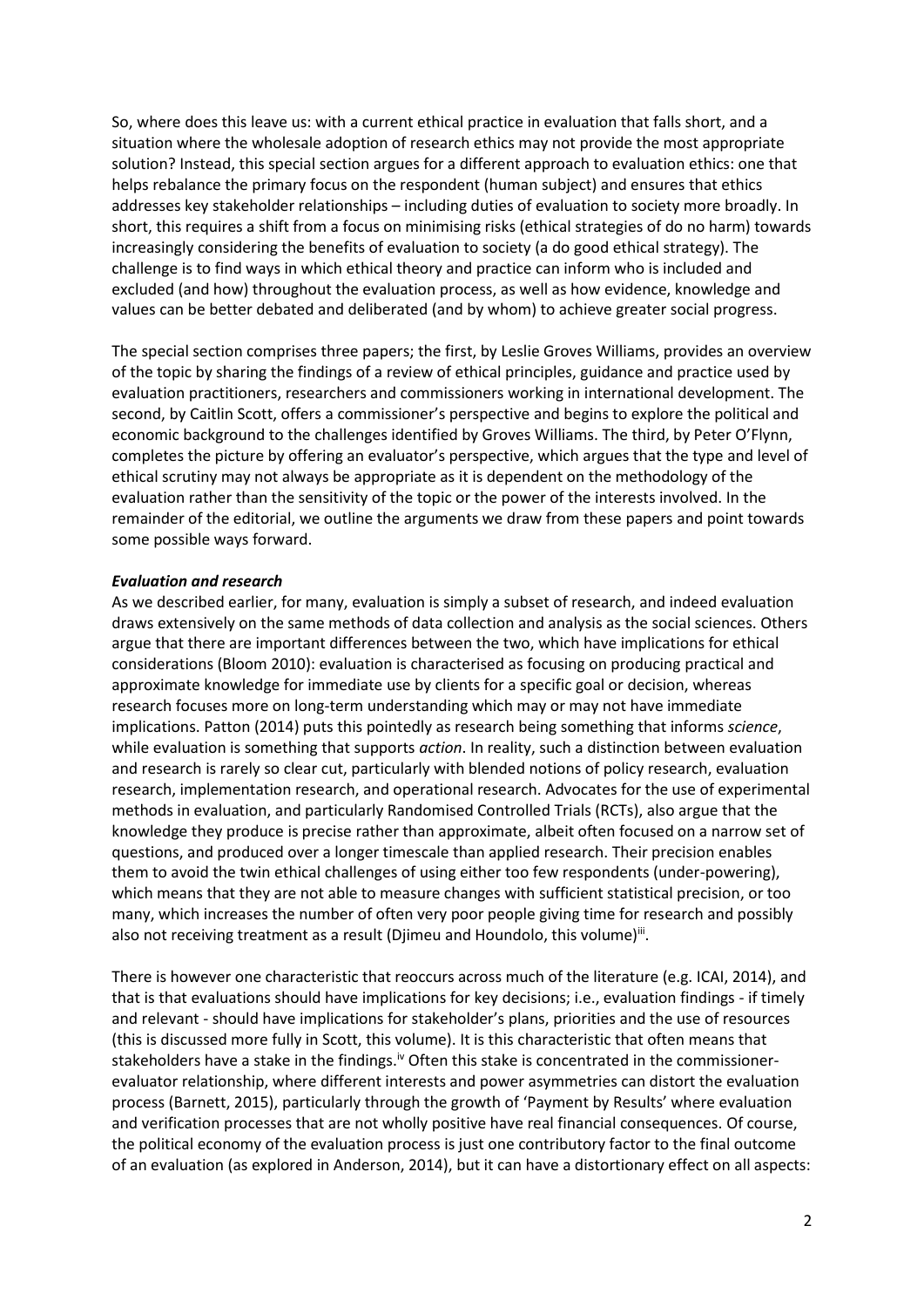So, where does this leave us: with a current ethical practice in evaluation that falls short, and a situation where the wholesale adoption of research ethics may not provide the most appropriate solution? Instead, this special section argues for a different approach to evaluation ethics: one that helps rebalance the primary focus on the respondent (human subject) and ensures that ethics addresses key stakeholder relationships – including duties of evaluation to society more broadly. In short, this requires a shift from a focus on minimising risks (ethical strategies of do no harm) towards increasingly considering the benefits of evaluation to society (a do good ethical strategy). The challenge is to find ways in which ethical theory and practice can inform who is included and excluded (and how) throughout the evaluation process, as well as how evidence, knowledge and values can be better debated and deliberated (and by whom) to achieve greater social progress.

The special section comprises three papers; the first, by Leslie Groves Williams, provides an overview of the topic by sharing the findings of a review of ethical principles, guidance and practice used by evaluation practitioners, researchers and commissioners working in international development. The second, by Caitlin Scott, offers a commissioner's perspective and begins to explore the political and economic background to the challenges identified by Groves Williams. The third, by Peter O'Flynn, completes the picture by offering an evaluator's perspective, which argues that the type and level of ethical scrutiny may not always be appropriate as it is dependent on the methodology of the evaluation rather than the sensitivity of the topic or the power of the interests involved. In the remainder of the editorial, we outline the arguments we draw from these papers and point towards some possible ways forward.

***Evaluation and research***

As we described earlier, for many, evaluation is simply a subset of research, and indeed evaluation draws extensively on the same methods of data collection and analysis as the social sciences. Others argue that there are important differences between the two, which have implications for ethical considerations (Bloom 2010): evaluation is characterised as focusing on producing practical and approximate knowledge for immediate use by clients for a specific goal or decision, whereas research focuses more on long-term understanding which may or may not have immediate implications. Patton (2014) puts this pointedly as research being something that informs *science*, while evaluation is something that supports *action*. In reality, such a distinction between evaluation and research is rarely so clear cut, particularly with blended notions of policy research, evaluation research, implementation research, and operational research. Advocates for the use of experimental methods in evaluation, and particularly Randomised Controlled Trials (RCTs), also argue that the knowledge they produce is precise rather than approximate, albeit often focused on a narrow set of questions, and produced over a longer timescale than applied research. Their precision enables them to avoid the twin ethical challenges of using either too few respondents (under-powering), which means that they are not able to measure changes with sufficient statistical precision, or too many, which increases the number of often very poor people giving time for research and possibly also not receiving treatment as a result (Djimeu and Houndolo, this volume)[iii].

There is however one characteristic that reoccurs across much of the literature (e.g. ICAI, 2014), and that is that evaluations should have implications for key decisions; i.e., evaluation findings - if timely and relevant - should have implications for stakeholder's plans, priorities and the use of resources (this is discussed more fully in Scott, this volume). It is this characteristic that often means that stakeholders have a stake in the findings.[iv] Often this stake is concentrated in the commissioner-evaluator relationship, where different interests and power asymmetries can distort the evaluation process (Barnett, 2015), particularly through the growth of 'Payment by Results' where evaluation and verification processes that are not wholly positive have real financial consequences. Of course, the political economy of the evaluation process is just one contributory factor to the final outcome of an evaluation (as explored in Anderson, 2014), but it can have a distortionary effect on all aspects: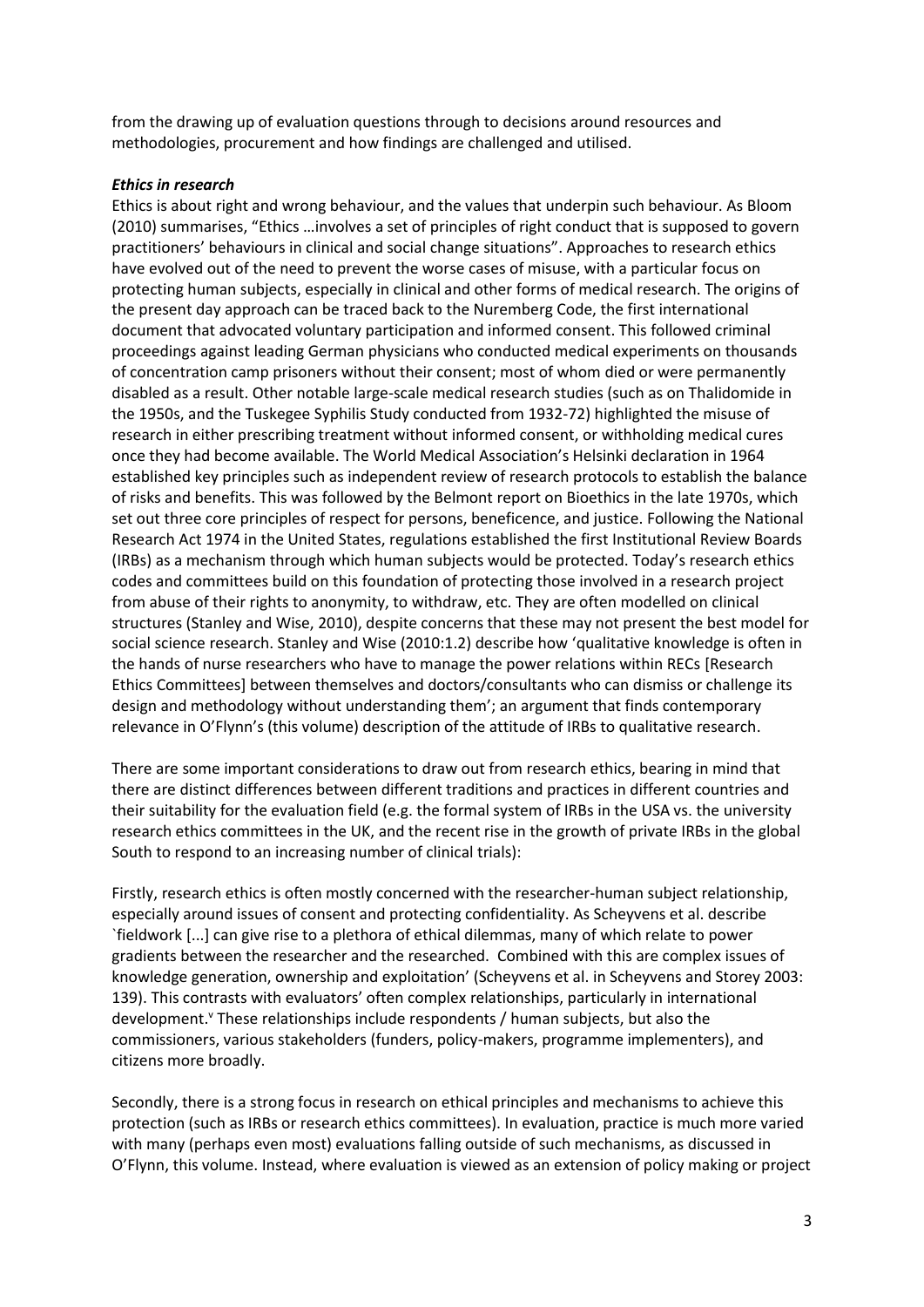from the drawing up of evaluation questions through to decisions around resources and methodologies, procurement and how findings are challenged and utilised.

***Ethics in research***

Ethics is about right and wrong behaviour, and the values that underpin such behaviour. As Bloom (2010) summarises, "Ethics …involves a set of principles of right conduct that is supposed to govern practitioners' behaviours in clinical and social change situations". Approaches to research ethics have evolved out of the need to prevent the worse cases of misuse, with a particular focus on protecting human subjects, especially in clinical and other forms of medical research. The origins of the present day approach can be traced back to the Nuremberg Code, the first international document that advocated voluntary participation and informed consent. This followed criminal proceedings against leading German physicians who conducted medical experiments on thousands of concentration camp prisoners without their consent; most of whom died or were permanently disabled as a result. Other notable large-scale medical research studies (such as on Thalidomide in the 1950s, and the Tuskegee Syphilis Study conducted from 1932-72) highlighted the misuse of research in either prescribing treatment without informed consent, or withholding medical cures once they had become available. The World Medical Association's Helsinki declaration in 1964 established key principles such as independent review of research protocols to establish the balance of risks and benefits. This was followed by the Belmont report on Bioethics in the late 1970s, which set out three core principles of respect for persons, beneficence, and justice. Following the National Research Act 1974 in the United States, regulations established the first Institutional Review Boards (IRBs) as a mechanism through which human subjects would be protected. Today's research ethics codes and committees build on this foundation of protecting those involved in a research project from abuse of their rights to anonymity, to withdraw, etc. They are often modelled on clinical structures (Stanley and Wise, 2010), despite concerns that these may not present the best model for social science research. Stanley and Wise (2010:1.2) describe how 'qualitative knowledge is often in the hands of nurse researchers who have to manage the power relations within RECs [Research Ethics Committees] between themselves and doctors/consultants who can dismiss or challenge its design and methodology without understanding them'; an argument that finds contemporary relevance in O'Flynn's (this volume) description of the attitude of IRBs to qualitative research.

There are some important considerations to draw out from research ethics, bearing in mind that there are distinct differences between different traditions and practices in different countries and their suitability for the evaluation field (e.g. the formal system of IRBs in the USA vs. the university research ethics committees in the UK, and the recent rise in the growth of private IRBs in the global South to respond to an increasing number of clinical trials):

Firstly, research ethics is often mostly concerned with the researcher-human subject relationship, especially around issues of consent and protecting confidentiality. As Scheyvens et al. describe `fieldwork [...] can give rise to a plethora of ethical dilemmas, many of which relate to power gradients between the researcher and the researched. Combined with this are complex issues of knowledge generation, ownership and exploitation' (Scheyvens et al. in Scheyvens and Storey 2003: 139). This contrasts with evaluators' often complex relationships, particularly in international development.[v] These relationships include respondents / human subjects, but also the commissioners, various stakeholders (funders, policy-makers, programme implementers), and citizens more broadly.

Secondly, there is a strong focus in research on ethical principles and mechanisms to achieve this protection (such as IRBs or research ethics committees). In evaluation, practice is much more varied with many (perhaps even most) evaluations falling outside of such mechanisms, as discussed in O'Flynn, this volume. Instead, where evaluation is viewed as an extension of policy making or project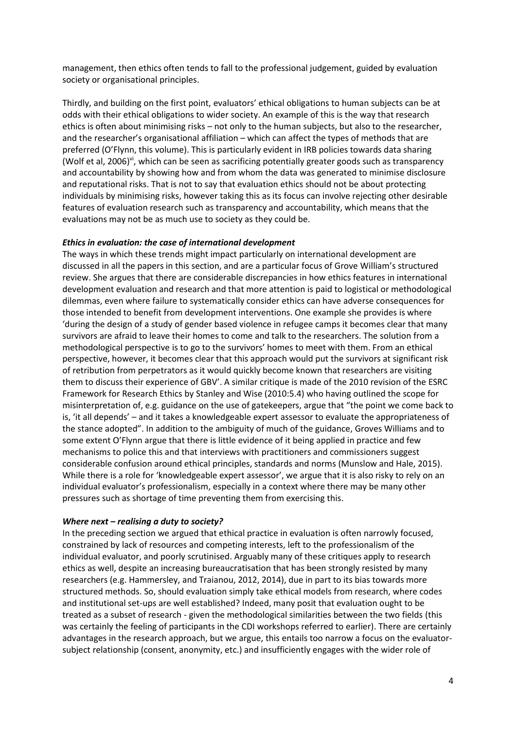management, then ethics often tends to fall to the professional judgement, guided by evaluation society or organisational principles.

Thirdly, and building on the first point, evaluators' ethical obligations to human subjects can be at odds with their ethical obligations to wider society. An example of this is the way that research ethics is often about minimising risks – not only to the human subjects, but also to the researcher, and the researcher's organisational affiliation – which can affect the types of methods that are preferred (O'Flynn, this volume). This is particularly evident in IRB policies towards data sharing (Wolf et al, 2006)[vi], which can be seen as sacrificing potentially greater goods such as transparency and accountability by showing how and from whom the data was generated to minimise disclosure and reputational risks. That is not to say that evaluation ethics should not be about protecting individuals by minimising risks, however taking this as its focus can involve rejecting other desirable features of evaluation research such as transparency and accountability, which means that the evaluations may not be as much use to society as they could be.

***Ethics in evaluation: the case of international development***

The ways in which these trends might impact particularly on international development are discussed in all the papers in this section, and are a particular focus of Grove William's structured review. She argues that there are considerable discrepancies in how ethics features in international development evaluation and research and that more attention is paid to logistical or methodological dilemmas, even where failure to systematically consider ethics can have adverse consequences for those intended to benefit from development interventions. One example she provides is where 'during the design of a study of gender based violence in refugee camps it becomes clear that many survivors are afraid to leave their homes to come and talk to the researchers. The solution from a methodological perspective is to go to the survivors' homes to meet with them. From an ethical perspective, however, it becomes clear that this approach would put the survivors at significant risk of retribution from perpetrators as it would quickly become known that researchers are visiting them to discuss their experience of GBV'. A similar critique is made of the 2010 revision of the ESRC Framework for Research Ethics by Stanley and Wise (2010:5.4) who having outlined the scope for misinterpretation of, e.g. guidance on the use of gatekeepers, argue that "the point we come back to is, 'it all depends' – and it takes a knowledgeable expert assessor to evaluate the appropriateness of the stance adopted". In addition to the ambiguity of much of the guidance, Groves Williams and to some extent O'Flynn argue that there is little evidence of it being applied in practice and few mechanisms to police this and that interviews with practitioners and commissioners suggest considerable confusion around ethical principles, standards and norms (Munslow and Hale, 2015). While there is a role for 'knowledgeable expert assessor', we argue that it is also risky to rely on an individual evaluator's professionalism, especially in a context where there may be many other pressures such as shortage of time preventing them from exercising this.

***Where next – realising a duty to society?***

In the preceding section we argued that ethical practice in evaluation is often narrowly focused, constrained by lack of resources and competing interests, left to the professionalism of the individual evaluator, and poorly scrutinised. Arguably many of these critiques apply to research ethics as well, despite an increasing bureaucratisation that has been strongly resisted by many researchers (e.g. Hammersley, and Traianou, 2012, 2014), due in part to its bias towards more structured methods. So, should evaluation simply take ethical models from research, where codes and institutional set-ups are well established? Indeed, many posit that evaluation ought to be treated as a subset of research - given the methodological similarities between the two fields (this was certainly the feeling of participants in the CDI workshops referred to earlier). There are certainly advantages in the research approach, but we argue, this entails too narrow a focus on the evaluator-subject relationship (consent, anonymity, etc.) and insufficiently engages with the wider role of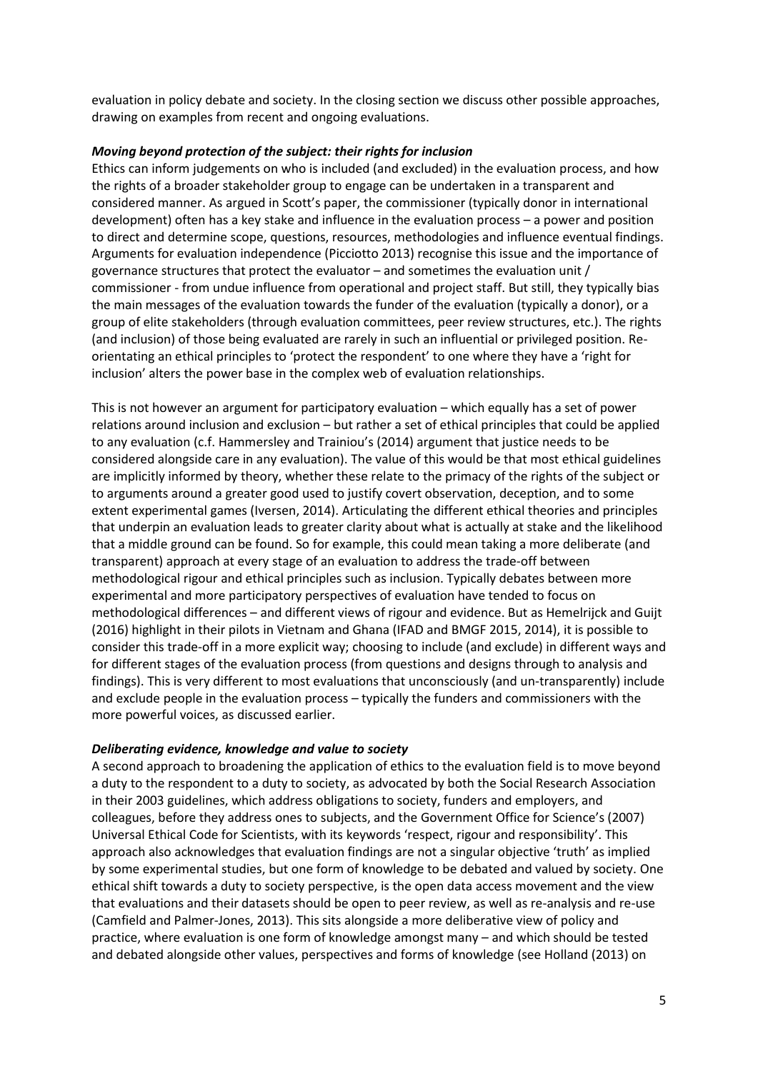evaluation in policy debate and society. In the closing section we discuss other possible approaches, drawing on examples from recent and ongoing evaluations.

***Moving beyond protection of the subject: their rights for inclusion***

Ethics can inform judgements on who is included (and excluded) in the evaluation process, and how the rights of a broader stakeholder group to engage can be undertaken in a transparent and considered manner. As argued in Scott's paper, the commissioner (typically donor in international development) often has a key stake and influence in the evaluation process – a power and position to direct and determine scope, questions, resources, methodologies and influence eventual findings. Arguments for evaluation independence (Picciotto 2013) recognise this issue and the importance of governance structures that protect the evaluator – and sometimes the evaluation unit / commissioner - from undue influence from operational and project staff. But still, they typically bias the main messages of the evaluation towards the funder of the evaluation (typically a donor), or a group of elite stakeholders (through evaluation committees, peer review structures, etc.). The rights (and inclusion) of those being evaluated are rarely in such an influential or privileged position. Re-orientating an ethical principles to 'protect the respondent' to one where they have a 'right for inclusion' alters the power base in the complex web of evaluation relationships.

This is not however an argument for participatory evaluation – which equally has a set of power relations around inclusion and exclusion – but rather a set of ethical principles that could be applied to any evaluation (c.f. Hammersley and Trainiou's (2014) argument that justice needs to be considered alongside care in any evaluation). The value of this would be that most ethical guidelines are implicitly informed by theory, whether these relate to the primacy of the rights of the subject or to arguments around a greater good used to justify covert observation, deception, and to some extent experimental games (Iversen, 2014). Articulating the different ethical theories and principles that underpin an evaluation leads to greater clarity about what is actually at stake and the likelihood that a middle ground can be found. So for example, this could mean taking a more deliberate (and transparent) approach at every stage of an evaluation to address the trade-off between methodological rigour and ethical principles such as inclusion. Typically debates between more experimental and more participatory perspectives of evaluation have tended to focus on methodological differences – and different views of rigour and evidence. But as Hemelrijck and Guijt (2016) highlight in their pilots in Vietnam and Ghana (IFAD and BMGF 2015, 2014), it is possible to consider this trade-off in a more explicit way; choosing to include (and exclude) in different ways and for different stages of the evaluation process (from questions and designs through to analysis and findings). This is very different to most evaluations that unconsciously (and un-transparently) include and exclude people in the evaluation process – typically the funders and commissioners with the more powerful voices, as discussed earlier.

***Deliberating evidence, knowledge and value to society***

A second approach to broadening the application of ethics to the evaluation field is to move beyond a duty to the respondent to a duty to society, as advocated by both the Social Research Association in their 2003 guidelines, which address obligations to society, funders and employers, and colleagues, before they address ones to subjects, and the Government Office for Science's (2007) Universal Ethical Code for Scientists, with its keywords 'respect, rigour and responsibility'. This approach also acknowledges that evaluation findings are not a singular objective 'truth' as implied by some experimental studies, but one form of knowledge to be debated and valued by society. One ethical shift towards a duty to society perspective, is the open data access movement and the view that evaluations and their datasets should be open to peer review, as well as re-analysis and re-use (Camfield and Palmer-Jones, 2013). This sits alongside a more deliberative view of policy and practice, where evaluation is one form of knowledge amongst many – and which should be tested and debated alongside other values, perspectives and forms of knowledge (see Holland (2013) on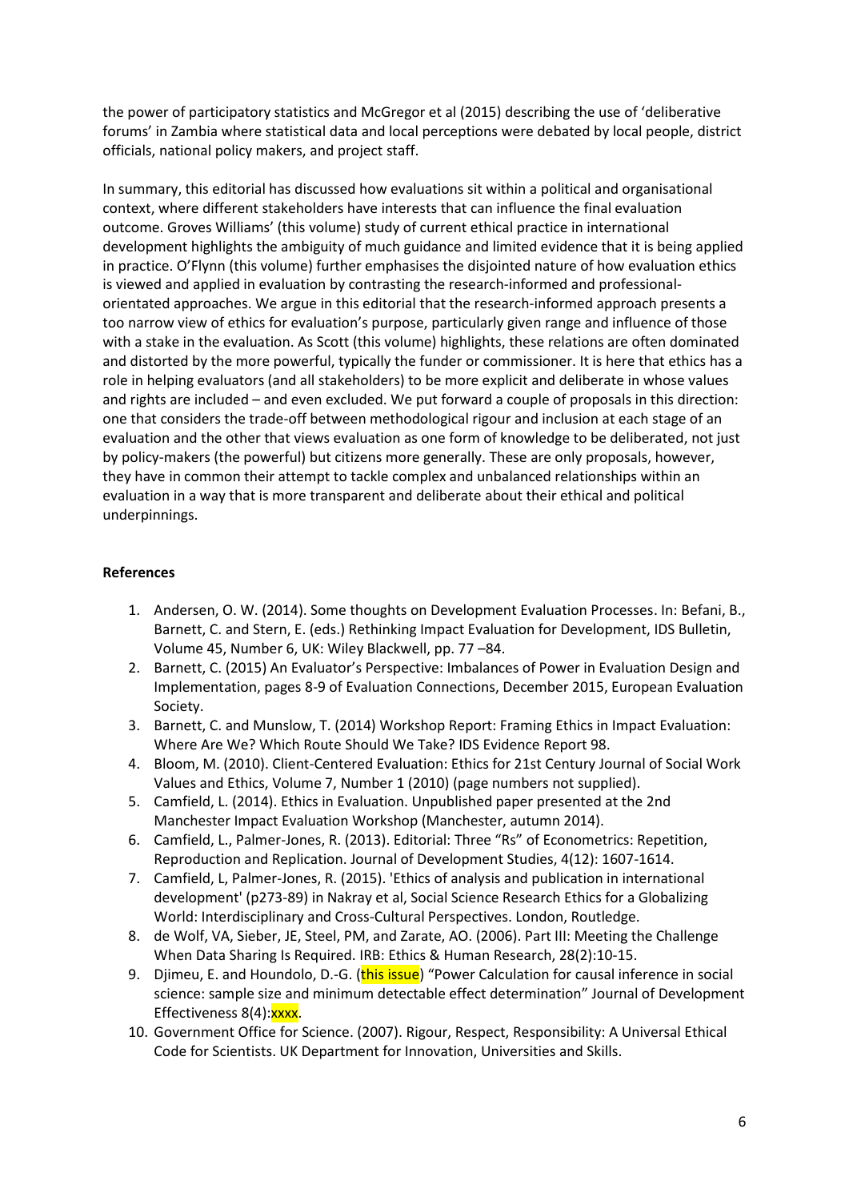the power of participatory statistics and McGregor et al (2015) describing the use of 'deliberative forums' in Zambia where statistical data and local perceptions were debated by local people, district officials, national policy makers, and project staff.

In summary, this editorial has discussed how evaluations sit within a political and organisational context, where different stakeholders have interests that can influence the final evaluation outcome. Groves Williams' (this volume) study of current ethical practice in international development highlights the ambiguity of much guidance and limited evidence that it is being applied in practice. O'Flynn (this volume) further emphasises the disjointed nature of how evaluation ethics is viewed and applied in evaluation by contrasting the research-informed and professional-orientated approaches. We argue in this editorial that the research-informed approach presents a too narrow view of ethics for evaluation's purpose, particularly given range and influence of those with a stake in the evaluation. As Scott (this volume) highlights, these relations are often dominated and distorted by the more powerful, typically the funder or commissioner. It is here that ethics has a role in helping evaluators (and all stakeholders) to be more explicit and deliberate in whose values and rights are included – and even excluded. We put forward a couple of proposals in this direction: one that considers the trade-off between methodological rigour and inclusion at each stage of an evaluation and the other that views evaluation as one form of knowledge to be deliberated, not just by policy-makers (the powerful) but citizens more generally. These are only proposals, however, they have in common their attempt to tackle complex and unbalanced relationships within an evaluation in a way that is more transparent and deliberate about their ethical and political underpinnings.

**References**

1. Andersen, O. W. (2014). Some thoughts on Development Evaluation Processes. In: Befani, B., Barnett, C. and Stern, E. (eds.) Rethinking Impact Evaluation for Development, IDS Bulletin, Volume 45, Number 6, UK: Wiley Blackwell, pp. 77 –84.
2. Barnett, C. (2015) An Evaluator's Perspective: Imbalances of Power in Evaluation Design and Implementation, pages 8-9 of Evaluation Connections, December 2015, European Evaluation Society.
3. Barnett, C. and Munslow, T. (2014) Workshop Report: Framing Ethics in Impact Evaluation: Where Are We? Which Route Should We Take? IDS Evidence Report 98.
4. Bloom, M. (2010). Client-Centered Evaluation: Ethics for 21st Century Journal of Social Work Values and Ethics, Volume 7, Number 1 (2010) (page numbers not supplied).
5. Camfield, L. (2014). Ethics in Evaluation. Unpublished paper presented at the 2nd Manchester Impact Evaluation Workshop (Manchester, autumn 2014).
6. Camfield, L., Palmer-Jones, R. (2013). Editorial: Three "Rs" of Econometrics: Repetition, Reproduction and Replication. Journal of Development Studies, 4(12): 1607-1614.
7. Camfield, L, Palmer-Jones, R. (2015). 'Ethics of analysis and publication in international development' (p273-89) in Nakray et al, Social Science Research Ethics for a Globalizing World: Interdisciplinary and Cross-Cultural Perspectives. London, Routledge.
8. de Wolf, VA, Sieber, JE, Steel, PM, and Zarate, AO. (2006). Part III: Meeting the Challenge When Data Sharing Is Required. IRB: Ethics & Human Research, 28(2):10-15.
9. Djimeu, E. and Houndolo, D.-G. (this issue) "Power Calculation for causal inference in social science: sample size and minimum detectable effect determination" Journal of Development Effectiveness 8(4):xxxx.
10. Government Office for Science. (2007). Rigour, Respect, Responsibility: A Universal Ethical Code for Scientists. UK Department for Innovation, Universities and Skills.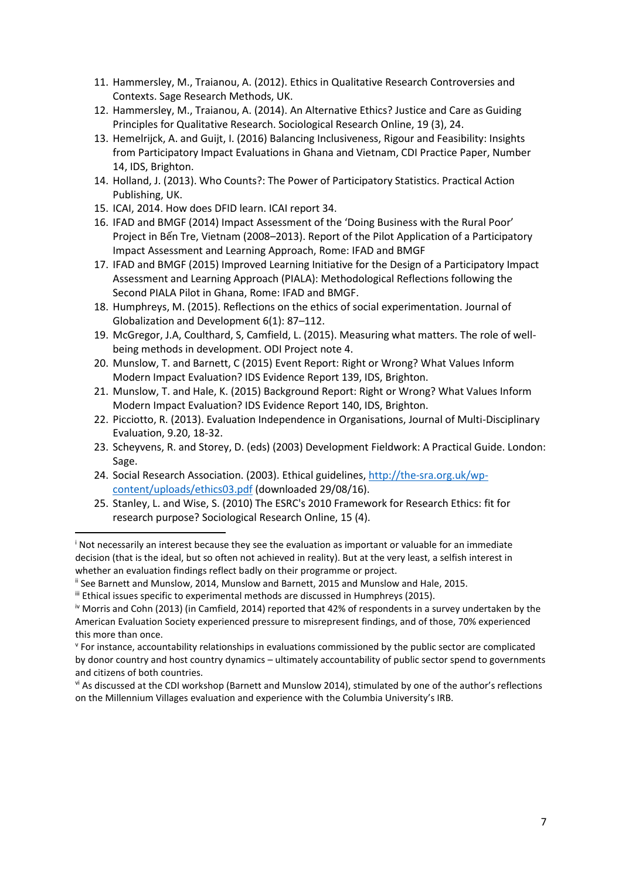11. Hammersley, M., Traianou, A. (2012). Ethics in Qualitative Research Controversies and Contexts. Sage Research Methods, UK.
12. Hammersley, M., Traianou, A. (2014). An Alternative Ethics? Justice and Care as Guiding Principles for Qualitative Research. Sociological Research Online, 19 (3), 24.
13. Hemelrijck, A. and Guijt, I. (2016) Balancing Inclusiveness, Rigour and Feasibility: Insights from Participatory Impact Evaluations in Ghana and Vietnam, CDI Practice Paper, Number 14, IDS, Brighton.
14. Holland, J. (2013). Who Counts?: The Power of Participatory Statistics. Practical Action Publishing, UK.
15. ICAI, 2014. How does DFID learn. ICAI report 34.
16. IFAD and BMGF (2014) Impact Assessment of the 'Doing Business with the Rural Poor' Project in Bến Tre, Vietnam (2008–2013). Report of the Pilot Application of a Participatory Impact Assessment and Learning Approach, Rome: IFAD and BMGF
17. IFAD and BMGF (2015) Improved Learning Initiative for the Design of a Participatory Impact Assessment and Learning Approach (PIALA): Methodological Reflections following the Second PIALA Pilot in Ghana, Rome: IFAD and BMGF.
18. Humphreys, M. (2015). Reflections on the ethics of social experimentation. Journal of Globalization and Development 6(1): 87–112.
19. McGregor, J.A, Coulthard, S, Camfield, L. (2015). Measuring what matters. The role of well-being methods in development. ODI Project note 4.
20. Munslow, T. and Barnett, C (2015) Event Report: Right or Wrong? What Values Inform Modern Impact Evaluation? IDS Evidence Report 139, IDS, Brighton.
21. Munslow, T. and Hale, K. (2015) Background Report: Right or Wrong? What Values Inform Modern Impact Evaluation? IDS Evidence Report 140, IDS, Brighton.
22. Picciotto, R. (2013). Evaluation Independence in Organisations, Journal of Multi-Disciplinary Evaluation, 9.20, 18-32.
23. Scheyvens, R. and Storey, D. (eds) (2003) Development Fieldwork: A Practical Guide. London: Sage.
24. Social Research Association. (2003). Ethical guidelines, http://the-sra.org.uk/wp-content/uploads/ethics03.pdf (downloaded 29/08/16).
25. Stanley, L. and Wise, S. (2010) The ESRC's 2010 Framework for Research Ethics: fit for research purpose? Sociological Research Online, 15 (4).

---

[i] Not necessarily an interest because they see the evaluation as important or valuable for an immediate decision (that is the ideal, but so often not achieved in reality). But at the very least, a selfish interest in whether an evaluation findings reflect badly on their programme or project.

[ii] See Barnett and Munslow, 2014, Munslow and Barnett, 2015 and Munslow and Hale, 2015.

[iii] Ethical issues specific to experimental methods are discussed in Humphreys (2015).

[iv] Morris and Cohn (2013) (in Camfield, 2014) reported that 42% of respondents in a survey undertaken by the American Evaluation Society experienced pressure to misrepresent findings, and of those, 70% experienced this more than once.

[v] For instance, accountability relationships in evaluations commissioned by the public sector are complicated by donor country and host country dynamics – ultimately accountability of public sector spend to governments and citizens of both countries.

[vi] As discussed at the CDI workshop (Barnett and Munslow 2014), stimulated by one of the author's reflections on the Millennium Villages evaluation and experience with the Columbia University's IRB.